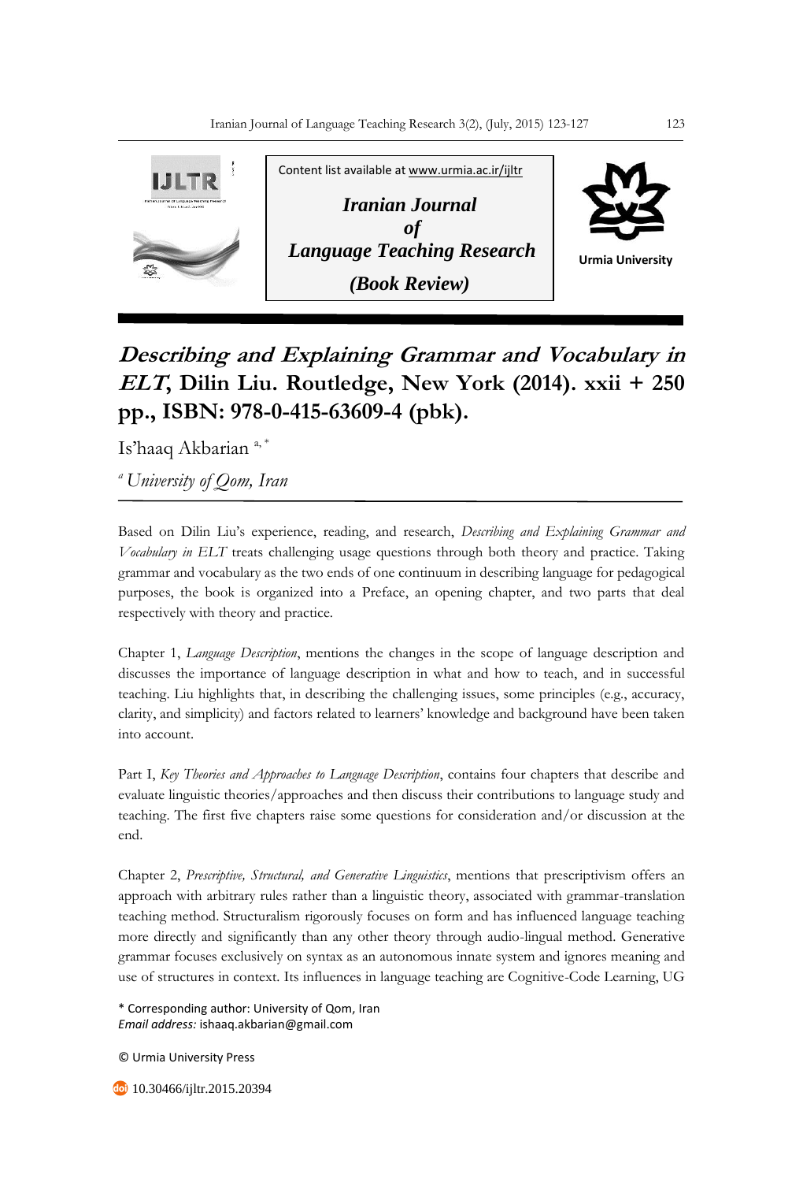Content list available at www.urmia.ac.ir/ijltr

**Iranian Journal of Language Teaching Research**

**(Book Review)**

Urmia University

# *Describing and Explaining Grammar and Vocabulary in ELT*, Dilin Liu. Routledge, New York (2014). xxii + 250 pp., ISBN: 978-0-415-63609-4 (pbk).

Is'haaq Akbarian [a, *]

[a] *University of Qom, Iran*

Based on Dilin Liu's experience, reading, and research, *Describing and Explaining Grammar and Vocabulary in ELT* treats challenging usage questions through both theory and practice. Taking grammar and vocabulary as the two ends of one continuum in describing language for pedagogical purposes, the book is organized into a Preface, an opening chapter, and two parts that deal respectively with theory and practice.

Chapter 1, *Language Description*, mentions the changes in the scope of language description and discusses the importance of language description in what and how to teach, and in successful teaching. Liu highlights that, in describing the challenging issues, some principles (e.g., accuracy, clarity, and simplicity) and factors related to learners' knowledge and background have been taken into account.

Part I, *Key Theories and Approaches to Language Description*, contains four chapters that describe and evaluate linguistic theories/approaches and then discuss their contributions to language study and teaching. The first five chapters raise some questions for consideration and/or discussion at the end.

Chapter 2, *Prescriptive, Structural, and Generative Linguistics*, mentions that prescriptivism offers an approach with arbitrary rules rather than a linguistic theory, associated with grammar-translation teaching method. Structuralism rigorously focuses on form and has influenced language teaching more directly and significantly than any other theory through audio-lingual method. Generative grammar focuses exclusively on syntax as an autonomous innate system and ignores meaning and use of structures in context. Its influences in language teaching are Cognitive-Code Learning, UG

\* Corresponding author: University of Qom, Iran
*Email address:* ishaaq.akbarian@gmail.com

© Urmia University Press

10.30466/ijltr.2015.20394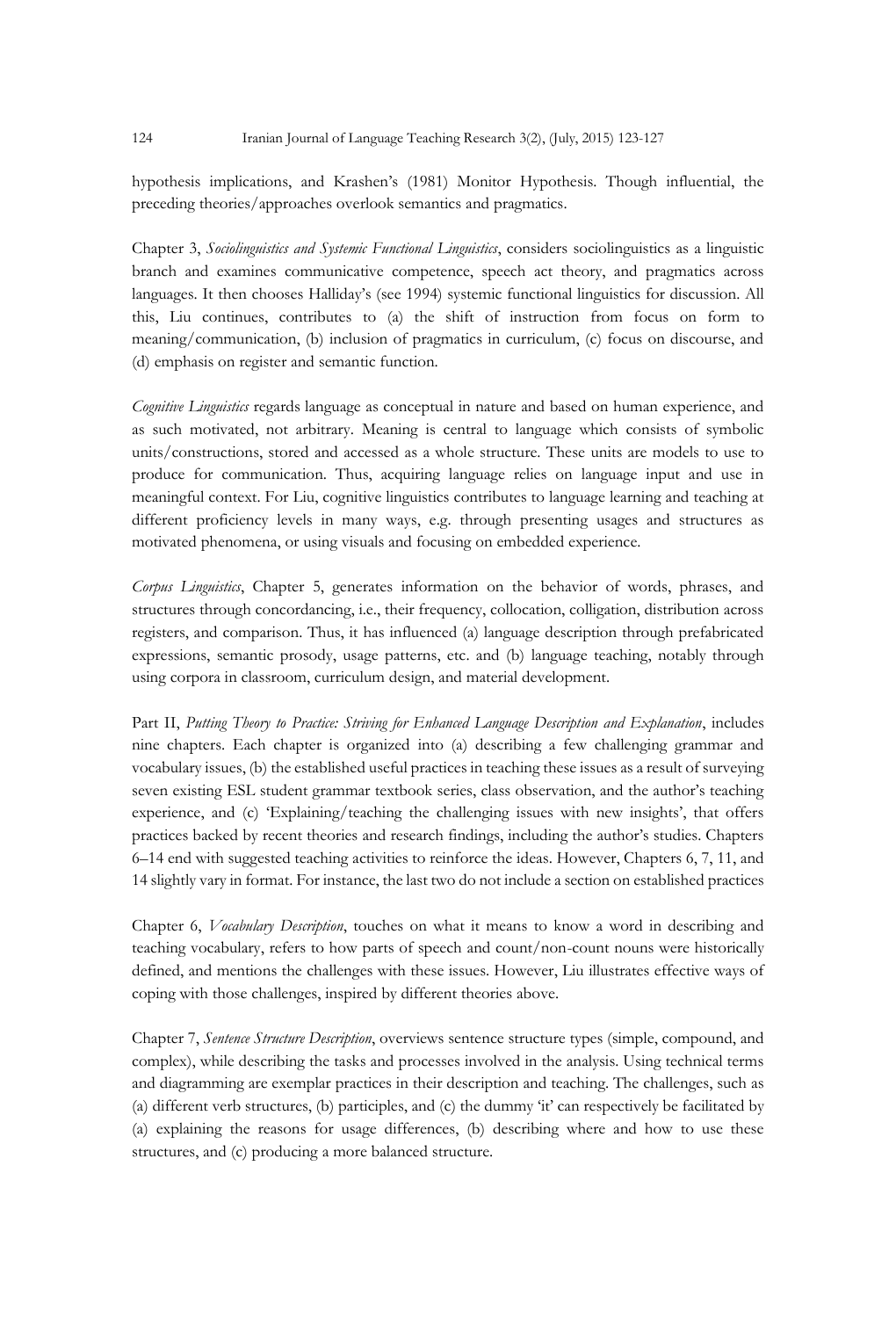hypothesis implications, and Krashen's (1981) Monitor Hypothesis. Though influential, the preceding theories/approaches overlook semantics and pragmatics.

Chapter 3, *Sociolinguistics and Systemic Functional Linguistics*, considers sociolinguistics as a linguistic branch and examines communicative competence, speech act theory, and pragmatics across languages. It then chooses Halliday's (see 1994) systemic functional linguistics for discussion. All this, Liu continues, contributes to (a) the shift of instruction from focus on form to meaning/communication, (b) inclusion of pragmatics in curriculum, (c) focus on discourse, and (d) emphasis on register and semantic function.

*Cognitive Linguistics* regards language as conceptual in nature and based on human experience, and as such motivated, not arbitrary. Meaning is central to language which consists of symbolic units/constructions, stored and accessed as a whole structure. These units are models to use to produce for communication. Thus, acquiring language relies on language input and use in meaningful context. For Liu, cognitive linguistics contributes to language learning and teaching at different proficiency levels in many ways, e.g. through presenting usages and structures as motivated phenomena, or using visuals and focusing on embedded experience.

*Corpus Linguistics*, Chapter 5, generates information on the behavior of words, phrases, and structures through concordancing, i.e., their frequency, collocation, colligation, distribution across registers, and comparison. Thus, it has influenced (a) language description through prefabricated expressions, semantic prosody, usage patterns, etc. and (b) language teaching, notably through using corpora in classroom, curriculum design, and material development.

Part II, *Putting Theory to Practice: Striving for Enhanced Language Description and Explanation*, includes nine chapters. Each chapter is organized into (a) describing a few challenging grammar and vocabulary issues, (b) the established useful practices in teaching these issues as a result of surveying seven existing ESL student grammar textbook series, class observation, and the author's teaching experience, and (c) 'Explaining/teaching the challenging issues with new insights', that offers practices backed by recent theories and research findings, including the author's studies. Chapters 6–14 end with suggested teaching activities to reinforce the ideas. However, Chapters 6, 7, 11, and 14 slightly vary in format. For instance, the last two do not include a section on established practices

Chapter 6, *Vocabulary Description*, touches on what it means to know a word in describing and teaching vocabulary, refers to how parts of speech and count/non-count nouns were historically defined, and mentions the challenges with these issues. However, Liu illustrates effective ways of coping with those challenges, inspired by different theories above.

Chapter 7, *Sentence Structure Description*, overviews sentence structure types (simple, compound, and complex), while describing the tasks and processes involved in the analysis. Using technical terms and diagramming are exemplar practices in their description and teaching. The challenges, such as (a) different verb structures, (b) participles, and (c) the dummy 'it' can respectively be facilitated by (a) explaining the reasons for usage differences, (b) describing where and how to use these structures, and (c) producing a more balanced structure.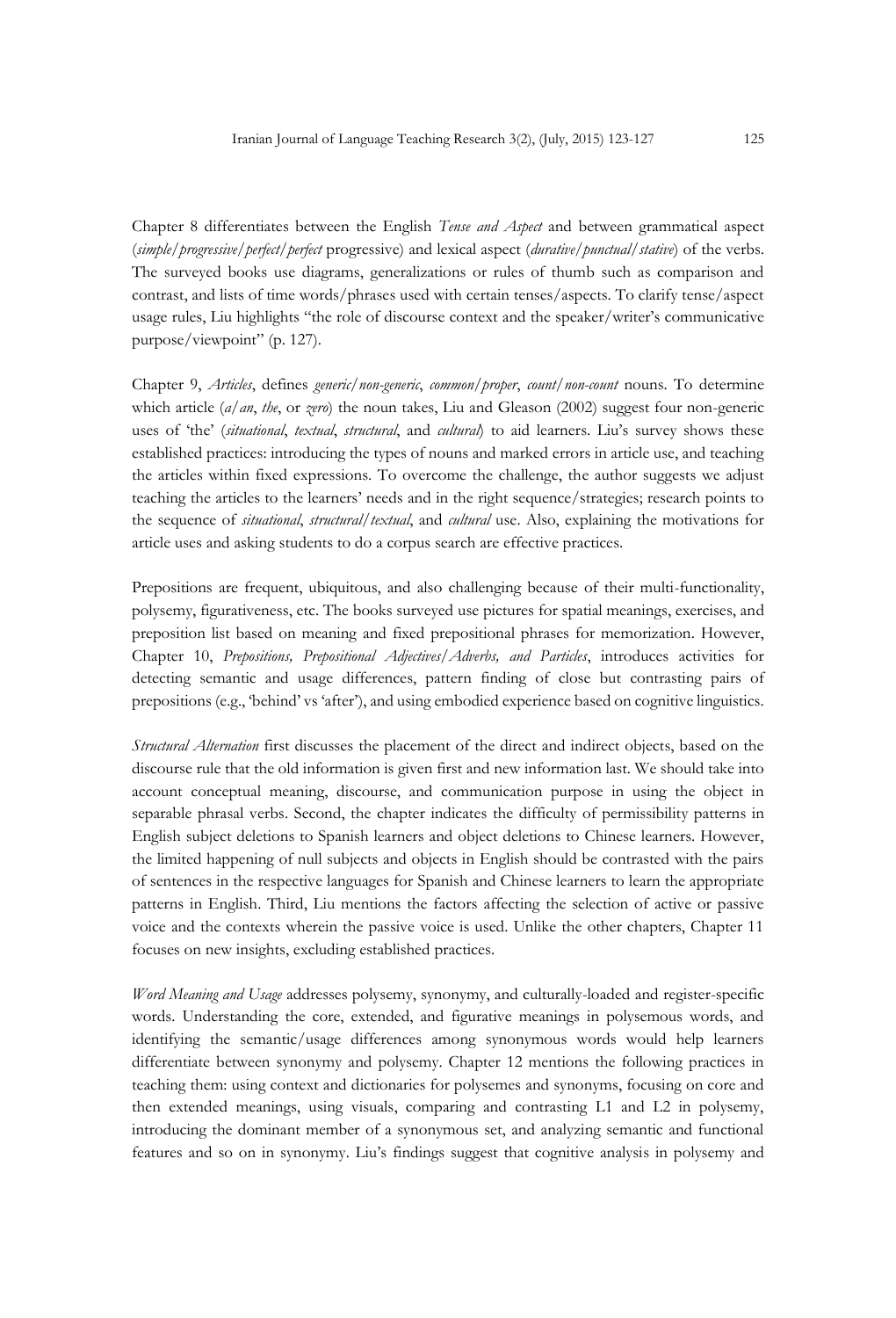Chapter 8 differentiates between the English *Tense and Aspect* and between grammatical aspect (*simple/progressive/perfect/perfect* progressive) and lexical aspect (*durative/punctual/stative*) of the verbs. The surveyed books use diagrams, generalizations or rules of thumb such as comparison and contrast, and lists of time words/phrases used with certain tenses/aspects. To clarify tense/aspect usage rules, Liu highlights "the role of discourse context and the speaker/writer's communicative purpose/viewpoint" (p. 127).

Chapter 9, *Articles*, defines *generic/non-generic*, *common/proper*, *count/non-count* nouns. To determine which article (*a/an*, *the*, or *zero*) the noun takes, Liu and Gleason (2002) suggest four non-generic uses of 'the' (*situational*, *textual*, *structural*, and *cultural*) to aid learners. Liu's survey shows these established practices: introducing the types of nouns and marked errors in article use, and teaching the articles within fixed expressions. To overcome the challenge, the author suggests we adjust teaching the articles to the learners' needs and in the right sequence/strategies; research points to the sequence of *situational*, *structural/textual*, and *cultural* use. Also, explaining the motivations for article uses and asking students to do a corpus search are effective practices.

Prepositions are frequent, ubiquitous, and also challenging because of their multi-functionality, polysemy, figurativeness, etc. The books surveyed use pictures for spatial meanings, exercises, and preposition list based on meaning and fixed prepositional phrases for memorization. However, Chapter 10, *Prepositions, Prepositional Adjectives/Adverbs, and Particles*, introduces activities for detecting semantic and usage differences, pattern finding of close but contrasting pairs of prepositions (e.g., 'behind' vs 'after'), and using embodied experience based on cognitive linguistics.

*Structural Alternation* first discusses the placement of the direct and indirect objects, based on the discourse rule that the old information is given first and new information last. We should take into account conceptual meaning, discourse, and communication purpose in using the object in separable phrasal verbs. Second, the chapter indicates the difficulty of permissibility patterns in English subject deletions to Spanish learners and object deletions to Chinese learners. However, the limited happening of null subjects and objects in English should be contrasted with the pairs of sentences in the respective languages for Spanish and Chinese learners to learn the appropriate patterns in English. Third, Liu mentions the factors affecting the selection of active or passive voice and the contexts wherein the passive voice is used. Unlike the other chapters, Chapter 11 focuses on new insights, excluding established practices.

*Word Meaning and Usage* addresses polysemy, synonymy, and culturally-loaded and register-specific words. Understanding the core, extended, and figurative meanings in polysemous words, and identifying the semantic/usage differences among synonymous words would help learners differentiate between synonymy and polysemy. Chapter 12 mentions the following practices in teaching them: using context and dictionaries for polysemes and synonyms, focusing on core and then extended meanings, using visuals, comparing and contrasting L1 and L2 in polysemy, introducing the dominant member of a synonymous set, and analyzing semantic and functional features and so on in synonymy. Liu's findings suggest that cognitive analysis in polysemy and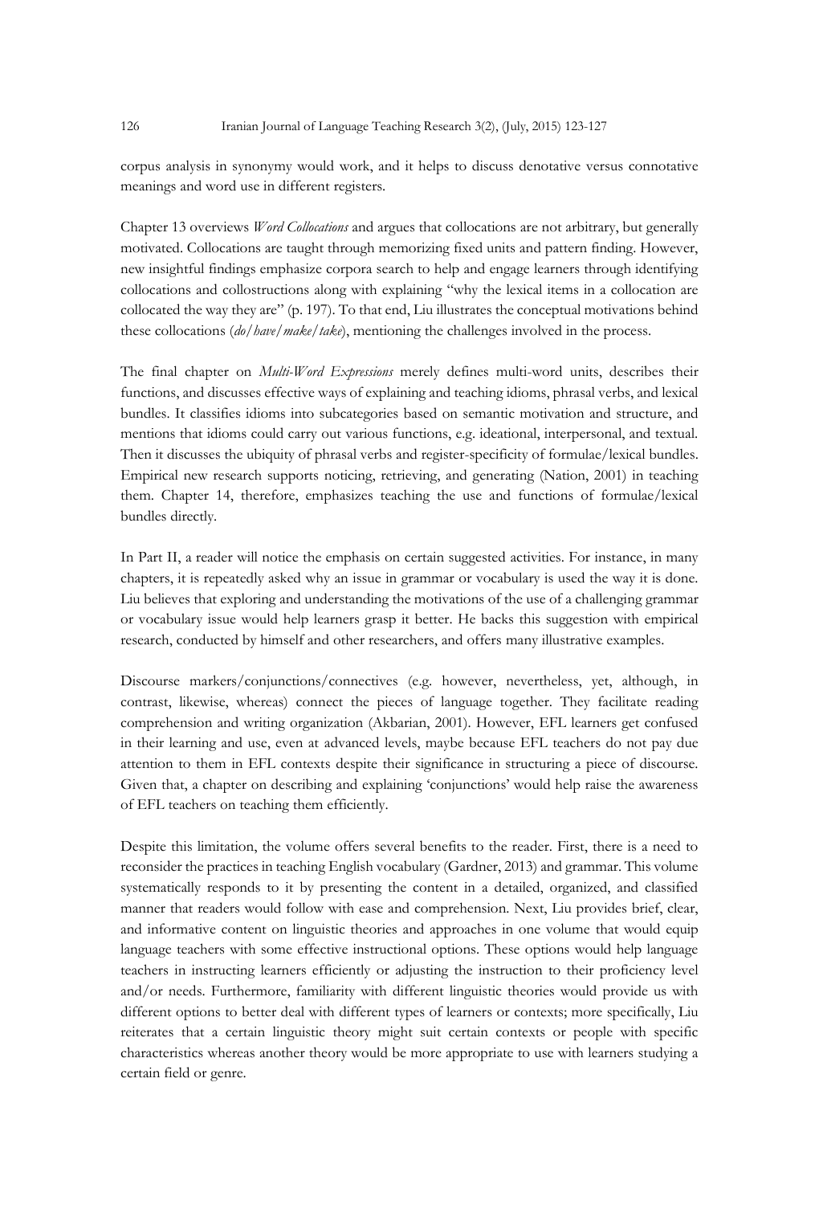corpus analysis in synonymy would work, and it helps to discuss denotative versus connotative meanings and word use in different registers.

Chapter 13 overviews *Word Collocations* and argues that collocations are not arbitrary, but generally motivated. Collocations are taught through memorizing fixed units and pattern finding. However, new insightful findings emphasize corpora search to help and engage learners through identifying collocations and collostructions along with explaining "why the lexical items in a collocation are collocated the way they are" (p. 197). To that end, Liu illustrates the conceptual motivations behind these collocations (*do/have/make/take*), mentioning the challenges involved in the process.

The final chapter on *Multi-Word Expressions* merely defines multi-word units, describes their functions, and discusses effective ways of explaining and teaching idioms, phrasal verbs, and lexical bundles. It classifies idioms into subcategories based on semantic motivation and structure, and mentions that idioms could carry out various functions, e.g. ideational, interpersonal, and textual. Then it discusses the ubiquity of phrasal verbs and register-specificity of formulae/lexical bundles. Empirical new research supports noticing, retrieving, and generating (Nation, 2001) in teaching them. Chapter 14, therefore, emphasizes teaching the use and functions of formulae/lexical bundles directly.

In Part II, a reader will notice the emphasis on certain suggested activities. For instance, in many chapters, it is repeatedly asked why an issue in grammar or vocabulary is used the way it is done. Liu believes that exploring and understanding the motivations of the use of a challenging grammar or vocabulary issue would help learners grasp it better. He backs this suggestion with empirical research, conducted by himself and other researchers, and offers many illustrative examples.

Discourse markers/conjunctions/connectives (e.g. however, nevertheless, yet, although, in contrast, likewise, whereas) connect the pieces of language together. They facilitate reading comprehension and writing organization (Akbarian, 2001). However, EFL learners get confused in their learning and use, even at advanced levels, maybe because EFL teachers do not pay due attention to them in EFL contexts despite their significance in structuring a piece of discourse. Given that, a chapter on describing and explaining 'conjunctions' would help raise the awareness of EFL teachers on teaching them efficiently.

Despite this limitation, the volume offers several benefits to the reader. First, there is a need to reconsider the practices in teaching English vocabulary (Gardner, 2013) and grammar. This volume systematically responds to it by presenting the content in a detailed, organized, and classified manner that readers would follow with ease and comprehension. Next, Liu provides brief, clear, and informative content on linguistic theories and approaches in one volume that would equip language teachers with some effective instructional options. These options would help language teachers in instructing learners efficiently or adjusting the instruction to their proficiency level and/or needs. Furthermore, familiarity with different linguistic theories would provide us with different options to better deal with different types of learners or contexts; more specifically, Liu reiterates that a certain linguistic theory might suit certain contexts or people with specific characteristics whereas another theory would be more appropriate to use with learners studying a certain field or genre.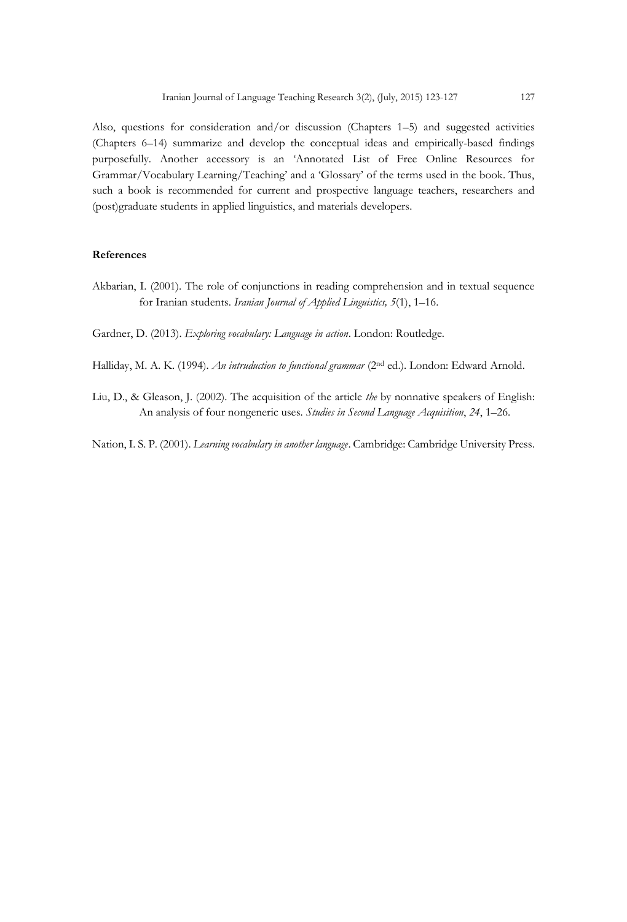Also, questions for consideration and/or discussion (Chapters 1–5) and suggested activities (Chapters 6–14) summarize and develop the conceptual ideas and empirically-based findings purposefully. Another accessory is an 'Annotated List of Free Online Resources for Grammar/Vocabulary Learning/Teaching' and a 'Glossary' of the terms used in the book. Thus, such a book is recommended for current and prospective language teachers, researchers and (post)graduate students in applied linguistics, and materials developers.

### References

Akbarian, I. (2001). The role of conjunctions in reading comprehension and in textual sequence for Iranian students. *Iranian Journal of Applied Linguistics, 5*(1), 1–16.

Gardner, D. (2013). *Exploring vocabulary: Language in action*. London: Routledge.

Halliday, M. A. K. (1994). *An intruduction to functional grammar* (2nd ed.). London: Edward Arnold.

Liu, D., & Gleason, J. (2002). The acquisition of the article *the* by nonnative speakers of English: An analysis of four nongeneric uses. *Studies in Second Language Acquisition*, *24*, 1–26.

Nation, I. S. P. (2001). *Learning vocabulary in another language*. Cambridge: Cambridge University Press.